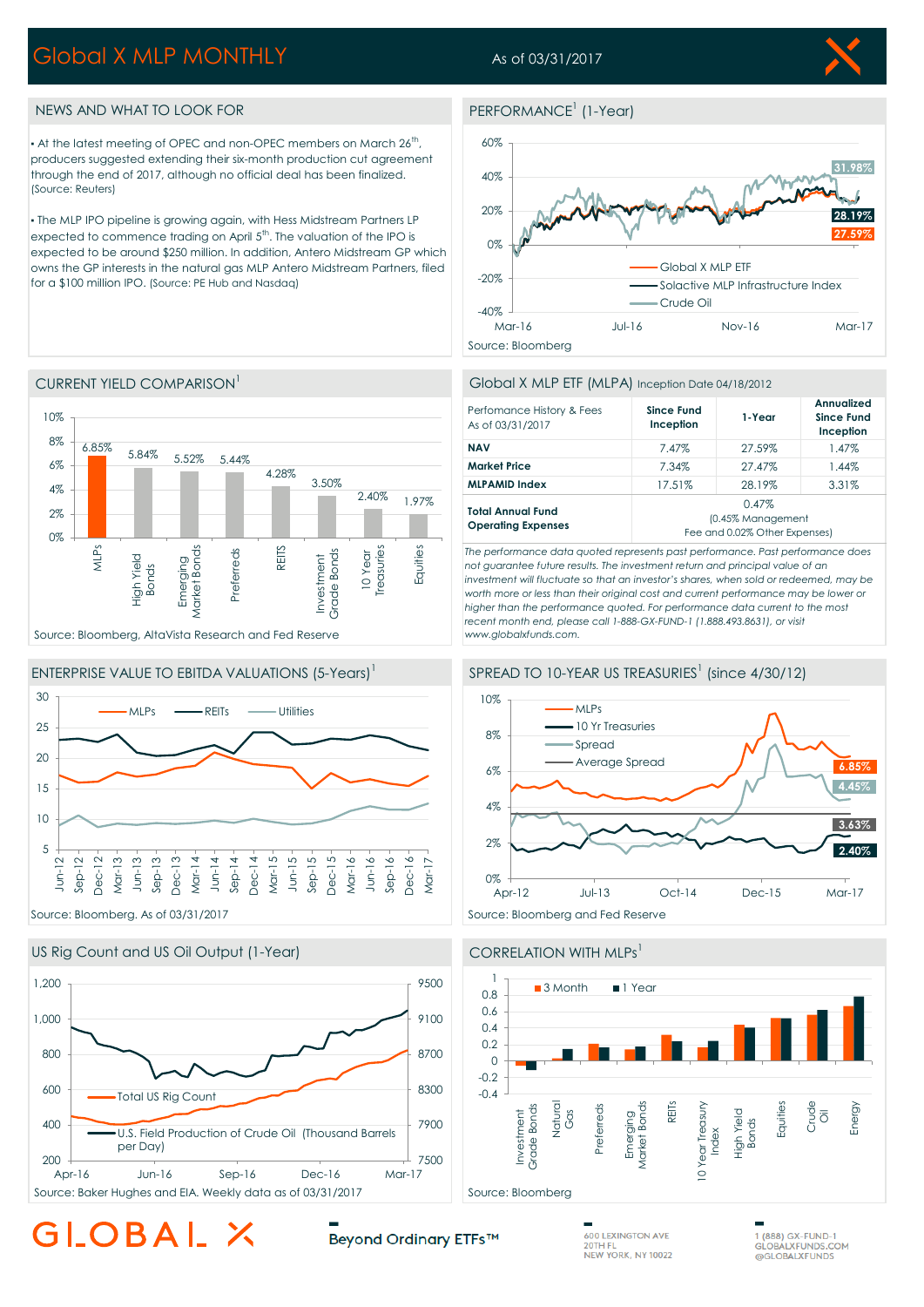# Global X MLP MONTHLY

As of 03/31/2017

## NEWS AND WHAT TO LOOK FOR

- At the latest meeting of OPEC and non-OPEC members on March 26th, producers suggested extending their six-month production cut agreement through the end of 2017, although no official deal has been finalized. (Source: Reuters)

- The MLP IPO pipeline is growing again, with Hess Midstream Partners LP expected to commence trading on April 5th. The valuation of the IPO is expected to be around $250 million. In addition, Antero Midstream GP which owns the GP interests in the natural gas MLP Antero Midstream Partners, filed for a $100 million IPO. (Source: PE Hub and Nasdaq)

## PERFORMANCE[1] (1-Year)

Global X MLP ETF: 27.59%
Solactive MLP Infrastructure Index: 28.19%
Crude Oil: 31.98%

Source: Bloomberg

## CURRENT YIELD COMPARISON[1]

| Asset Class | Yield |
|---|---|
| MLPs | 6.85% |
| High Yield Bonds | 5.84% |
| Emerging Market Bonds | 5.52% |
| Preferreds | 5.44% |
| REITs | 4.28% |
| Investment Grade Bonds | 3.50% |
| 10 Year Treasuries | 2.40% |
| Equities | 1.97% |

Source: Bloomberg, AltaVista Research and Fed Reserve

## Global X MLP ETF (MLPA) Inception Date 04/18/2012

| Performance History & Fees As of 03/31/2017 | Since Fund Inception | 1-Year | Annualized Since Fund Inception |
|---|---|---|---|
| NAV | 7.47% | 27.59% | 1.47% |
| Market Price | 7.34% | 27.47% | 1.44% |
| MLPAMID Index | 17.51% | 28.19% | 3.31% |
| Total Annual Fund Operating Expenses | 0.47% (0.45% Management Fee and 0.02% Other Expenses) | | |

*The performance data quoted represents past performance. Past performance does not guarantee future results. The investment return and principal value of an investment will fluctuate so that an investor's shares, when sold or redeemed, may be worth more or less than their original cost and current performance may be lower or higher than the performance quoted. For performance data current to the most recent month end, please call 1-888-GX-FUND-1 (1.888.493.8631), or visit www.globalxfunds.com.*

## ENTERPRISE VALUE TO EBITDA VALUATIONS (5-Years)[1]

MLPs, REITs, Utilities

Source: Bloomberg. As of 03/31/2017

## SPREAD TO 10-YEAR US TREASURIES[1] (since 4/30/12)

MLPs: 6.85%
Spread: 4.45%
Average Spread: 3.63%
10 Yr Treasuries: 2.40%

Source: Bloomberg and Fed Reserve

## US Rig Count and US Oil Output (1-Year)

Total US Rig Count; U.S. Field Production of Crude Oil (Thousand Barrels per Day)

Source: Baker Hughes and EIA. Weekly data as of 03/31/2017

## CORRELATION WITH MLPs[1]

3 Month; 1 Year — Investment Grade Bonds, Natural Gas, Preferreds, Emerging Market Bonds, REITs, 10 Year Treasury Index, High Yield Bonds, Equities, Crude Oil, Energy

Source: Bloomberg

GLOBAL X — Beyond Ordinary ETFs™

600 LEXINGTON AVE
20TH FL
NEW YORK, NY 10022

1 (888) GX-FUND-1
GLOBALXFUNDS.COM
@GLOBALXFUNDS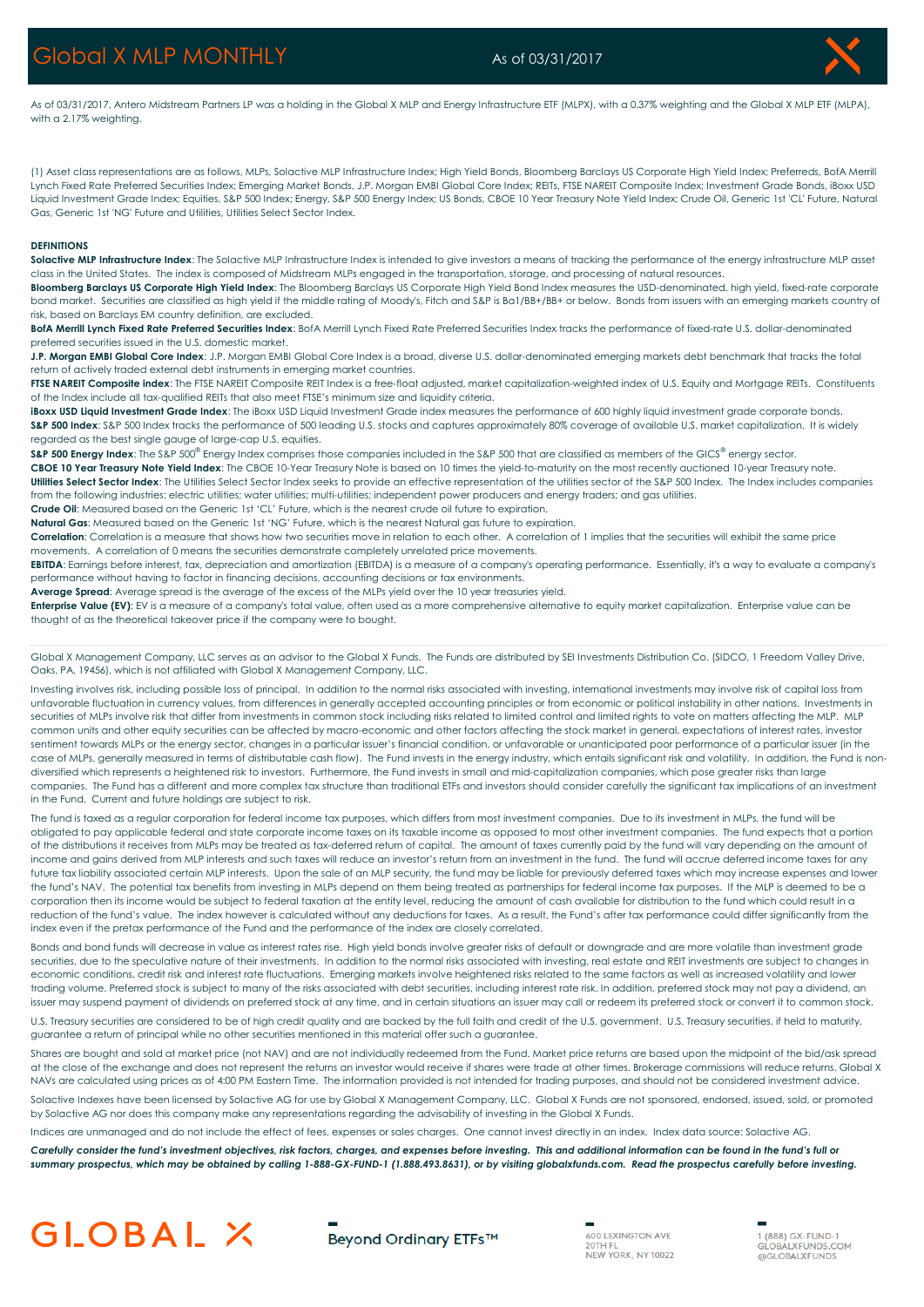As of 03/31/2017, Antero Midstream Partners LP was a holding in the Global X MLP and Energy Infrastructure ETF (MLPX), with a 0.37% weighting and the Global X MLP ETF (MLPA), with a 2.17% weighting.

(1) Asset class representations are as follows, MLPs, Solactive MLP Infrastructure Index; High Yield Bonds, Bloomberg Barclays US Corporate High Yield Index; Preferreds, BofA Merrill Lynch Fixed Rate Preferred Securities Index; Emerging Market Bonds, J.P. Morgan EMBI Global Core Index; REITs, FTSE NAREIT Composite Index; Investment Grade Bonds, iBoxx USD Liquid Investment Grade Index; Equities, S&P 500 Index; Energy, S&P 500 Energy Index; US Bonds, CBOE 10 Year Treasury Note Yield Index; Crude Oil, Generic 1st 'CL' Future, Natural Gas, Generic 1st 'NG' Future and Utilities, Utilities Select Sector Index.

**DEFINITIONS**

**Solactive MLP Infrastructure Index**: The Solactive MLP Infrastructure Index is intended to give investors a means of tracking the performance of the energy infrastructure MLP asset class in the United States. The index is composed of Midstream MLPs engaged in the transportation, storage, and processing of natural resources.

**Bloomberg Barclays US Corporate High Yield Index**: The Bloomberg Barclays US Corporate High Yield Bond Index measures the USD-denominated, high yield, fixed-rate corporate bond market. Securities are classified as high yield if the middle rating of Moody's, Fitch and S&P is Ba1/BB+/BB+ or below. Bonds from issuers with an emerging markets country of risk, based on Barclays EM country definition, are excluded.

**BofA Merrill Lynch Fixed Rate Preferred Securities Index**: BofA Merrill Lynch Fixed Rate Preferred Securities Index tracks the performance of fixed-rate U.S. dollar-denominated preferred securities issued in the U.S. domestic market.

**J.P. Morgan EMBI Global Core Index**: J.P. Morgan EMBI Global Core Index is a broad, diverse U.S. dollar-denominated emerging markets debt benchmark that tracks the total return of actively traded external debt instruments in emerging market countries.

**FTSE NAREIT Composite index**: The FTSE NAREIT Composite REIT Index is a free-float adjusted, market capitalization-weighted index of U.S. Equity and Mortgage REITs. Constituents of the Index include all tax-qualified REITs that also meet FTSE's minimum size and liquidity criteria.

**iBoxx USD Liquid Investment Grade Index**: The iBoxx USD Liquid Investment Grade index measures the performance of 600 highly liquid investment grade corporate bonds.

**S&P 500 Index**: S&P 500 Index tracks the performance of 500 leading U.S. stocks and captures approximately 80% coverage of available U.S. market capitalization. It is widely regarded as the best single gauge of large-cap U.S. equities.

**S&P 500 Energy Index**: The S&P 500® Energy Index comprises those companies included in the S&P 500 that are classified as members of the GICS® energy sector.

**CBOE 10 Year Treasury Note Yield Index**: The CBOE 10-Year Treasury Note is based on 10 times the yield-to-maturity on the most recently auctioned 10-year Treasury note.

**Utilities Select Sector Index**: The Utilities Select Sector Index seeks to provide an effective representation of the utilities sector of the S&P 500 Index. The Index includes companies from the following industries: electric utilities; water utilities; multi-utilities; independent power producers and energy traders; and gas utilities.

**Crude Oil**: Measured based on the Generic 1st 'CL' Future, which is the nearest crude oil future to expiration.

**Natural Gas**: Measured based on the Generic 1st 'NG' Future, which is the nearest Natural gas future to expiration.

**Correlation**: Correlation is a measure that shows how two securities move in relation to each other. A correlation of 1 implies that the securities will exhibit the same price movements. A correlation of 0 means the securities demonstrate completely unrelated price movements.

**EBITDA**: Earnings before interest, tax, depreciation and amortization (EBITDA) is a measure of a company's operating performance. Essentially, it's a way to evaluate a company's performance without having to factor in financing decisions, accounting decisions or tax environments.

**Average Spread**: Average spread is the average of the excess of the MLPs yield over the 10 year treasuries yield.

**Enterprise Value (EV)**: EV is a measure of a company's total value, often used as a more comprehensive alternative to equity market capitalization. Enterprise value can be thought of as the theoretical takeover price if the company were to bought.

Global X Management Company, LLC serves as an advisor to the Global X Funds. The Funds are distributed by SEI Investments Distribution Co. (SIDCO, 1 Freedom Valley Drive, Oaks, PA, 19456), which is not affiliated with Global X Management Company, LLC.

Investing involves risk, including possible loss of principal. In addition to the normal risks associated with investing, international investments may involve risk of capital loss from unfavorable fluctuation in currency values, from differences in generally accepted accounting principles or from economic or political instability in other nations. Investments in securities of MLPs involve risk that differ from investments in common stock including risks related to limited control and limited rights to vote on matters affecting the MLP. MLP common units and other equity securities can be affected by macro-economic and other factors affecting the stock market in general, expectations of interest rates, investor sentiment towards MLPs or the energy sector, changes in a particular issuer's financial condition, or unfavorable or unanticipated poor performance of a particular issuer (in the case of MLPs, generally measured in terms of distributable cash flow). The Fund invests in the energy industry, which entails significant risk and volatility. In addition, the Fund is non-diversified which represents a heightened risk to investors. Furthermore, the Fund invests in small and mid-capitalization companies, which pose greater risks than large companies. The Fund has a different and more complex tax structure than traditional ETFs and investors should consider carefully the significant tax implications of an investment in the Fund. Current and future holdings are subject to risk.

The fund is taxed as a regular corporation for federal income tax purposes, which differs from most investment companies. Due to its investment in MLPs, the fund will be obligated to pay applicable federal and state corporate income taxes on its taxable income as opposed to most other investment companies. The fund expects that a portion of the distributions it receives from MLPs may be treated as tax-deferred return of capital. The amount of taxes currently paid by the fund will vary depending on the amount of income and gains derived from MLP interests and such taxes will reduce an investor's return from an investment in the fund. The fund will accrue deferred income taxes for any future tax liability associated certain MLP interests. Upon the sale of an MLP security, the fund may be liable for previously deferred taxes which may increase expenses and lower the fund's NAV. The potential tax benefits from investing in MLPs depend on them being treated as partnerships for federal income tax purposes. If the MLP is deemed to be a corporation then its income would be subject to federal taxation at the entity level, reducing the amount of cash available for distribution to the fund which could result in a reduction of the fund's value. The index however is calculated without any deductions for taxes. As a result, the Fund's after tax performance could differ significantly from the index even if the pretax performance of the Fund and the performance of the index are closely correlated.

Bonds and bond funds will decrease in value as interest rates rise. High yield bonds involve greater risks of default or downgrade and are more volatile than investment grade securities, due to the speculative nature of their investments. In addition to the normal risks associated with investing, real estate and REIT investments are subject to changes in economic conditions, credit risk and interest rate fluctuations. Emerging markets involve heightened risks related to the same factors as well as increased volatility and lower trading volume. Preferred stock is subject to many of the risks associated with debt securities, including interest rate risk. In addition, preferred stock may not pay a dividend, an issuer may suspend payment of dividends on preferred stock at any time, and in certain situations an issuer may call or redeem its preferred stock or convert it to common stock.

U.S. Treasury securities are considered to be of high credit quality and are backed by the full faith and credit of the U.S. government. U.S. Treasury securities, if held to maturity, guarantee a return of principal while no other securities mentioned in this material offer such a guarantee.

Shares are bought and sold at market price (not NAV) and are not individually redeemed from the Fund. Market price returns are based upon the midpoint of the bid/ask spread at the close of the exchange and does not represent the returns an investor would receive if shares were trade at other times. Brokerage commissions will reduce returns. Global X NAVs are calculated using prices as of 4:00 PM Eastern Time. The information provided is not intended for trading purposes, and should not be considered investment advice.

Solactive Indexes have been licensed by Solactive AG for use by Global X Management Company, LLC. Global X Funds are not sponsored, endorsed, issued, sold, or promoted by Solactive AG nor does this company make any representations regarding the advisability of investing in the Global X Funds.

Indices are unmanaged and do not include the effect of fees, expenses or sales charges. One cannot invest directly in an index. Index data source: Solactive AG.

***Carefully consider the fund's investment objectives, risk factors, charges, and expenses before investing. This and additional information can be found in the fund's full or summary prospectus, which may be obtained by calling 1-888-GX-FUND-1 (1.888.493.8631), or by visiting globalxfunds.com. Read the prospectus carefully before investing.***

GLOBAL X

Beyond Ordinary ETFs™

600 LEXINGTON AVE
20TH FL
NEW YORK, NY 10022

1 (888) GX-FUND-1
GLOBALXFUNDS.COM
@GLOBALXFUNDS